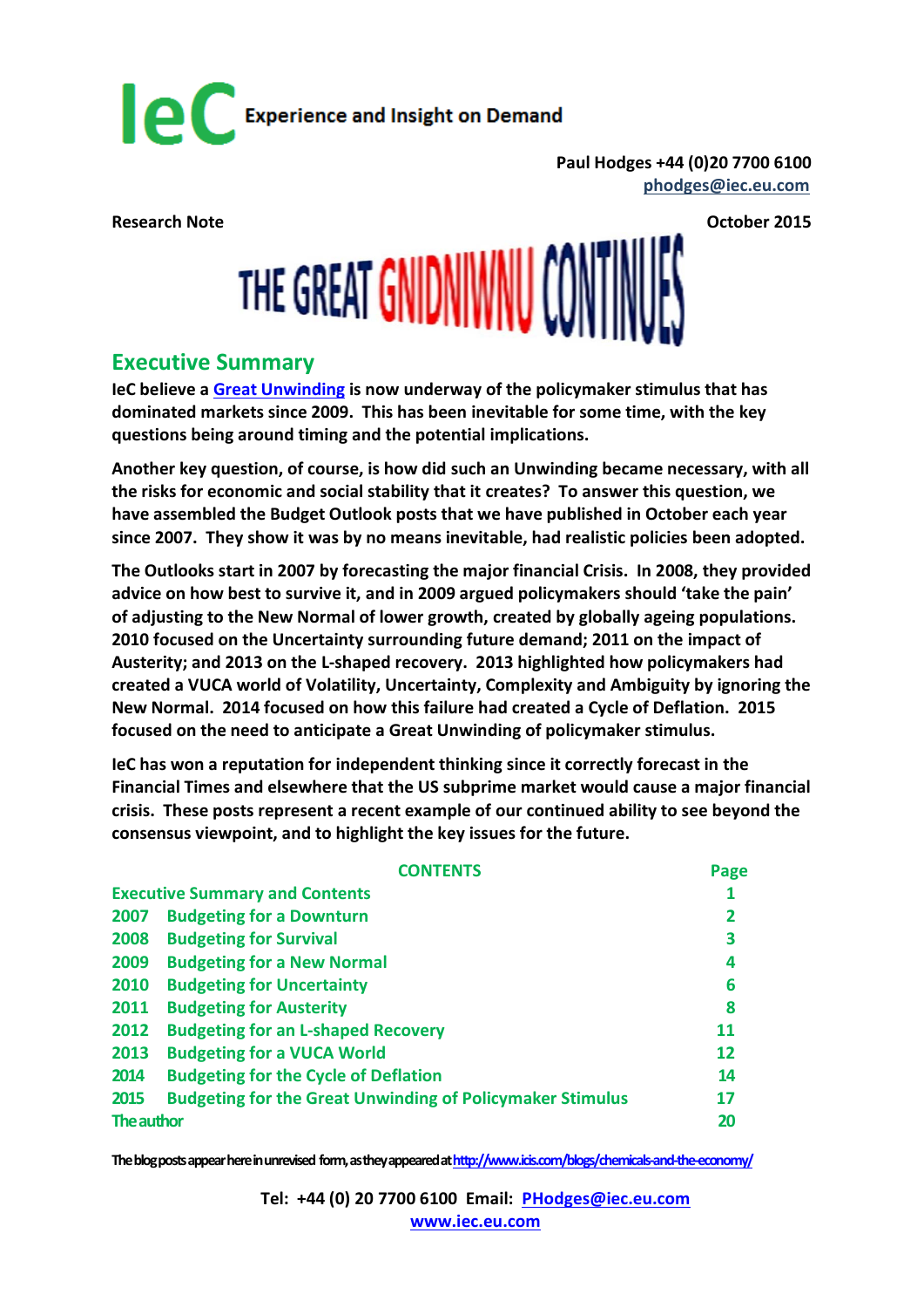IeC Experience and Insight on Demand

Paul Hodges +44 (0)20 7700 6100
phodges@iec.eu.com

**Research Note** **October 2015**

# THE GREAT GNIDNIWNU CONTINUES

## Executive Summary

**IeC believe a Great Unwinding is now underway of the policymaker stimulus that has dominated markets since 2009. This has been inevitable for some time, with the key questions being around timing and the potential implications.**

**Another key question, of course, is how did such an Unwinding became necessary, with all the risks for economic and social stability that it creates? To answer this question, we have assembled the Budget Outlook posts that we have published in October each year since 2007. They show it was by no means inevitable, had realistic policies been adopted.**

**The Outlooks start in 2007 by forecasting the major financial Crisis. In 2008, they provided advice on how best to survive it, and in 2009 argued policymakers should 'take the pain' of adjusting to the New Normal of lower growth, created by globally ageing populations. 2010 focused on the Uncertainty surrounding future demand; 2011 on the impact of Austerity; and 2013 on the L-shaped recovery. 2013 highlighted how policymakers had created a VUCA world of Volatility, Uncertainty, Complexity and Ambiguity by ignoring the New Normal. 2014 focused on how this failure had created a Cycle of Deflation. 2015 focused on the need to anticipate a Great Unwinding of policymaker stimulus.**

**IeC has won a reputation for independent thinking since it correctly forecast in the Financial Times and elsewhere that the US subprime market would cause a major financial crisis. These posts represent a recent example of our continued ability to see beyond the consensus viewpoint, and to highlight the key issues for the future.**

| CONTENTS | | Page |
|---|---|---|
| Executive Summary and Contents | | 1 |
| 2007 | Budgeting for a Downturn | 2 |
| 2008 | Budgeting for Survival | 3 |
| 2009 | Budgeting for a New Normal | 4 |
| 2010 | Budgeting for Uncertainty | 6 |
| 2011 | Budgeting for Austerity | 8 |
| 2012 | Budgeting for an L-shaped Recovery | 11 |
| 2013 | Budgeting for a VUCA World | 12 |
| 2014 | Budgeting for the Cycle of Deflation | 14 |
| 2015 | Budgeting for the Great Unwinding of Policymaker Stimulus | 17 |
| The author | | 20 |

The blog posts appear here in unrevised form, as they appeared at http://www.icis.com/blogs/chemicals-and-the-economy/

**Tel: +44 (0) 20 7700 6100 Email: PHodges@iec.eu.com**
**www.iec.eu.com**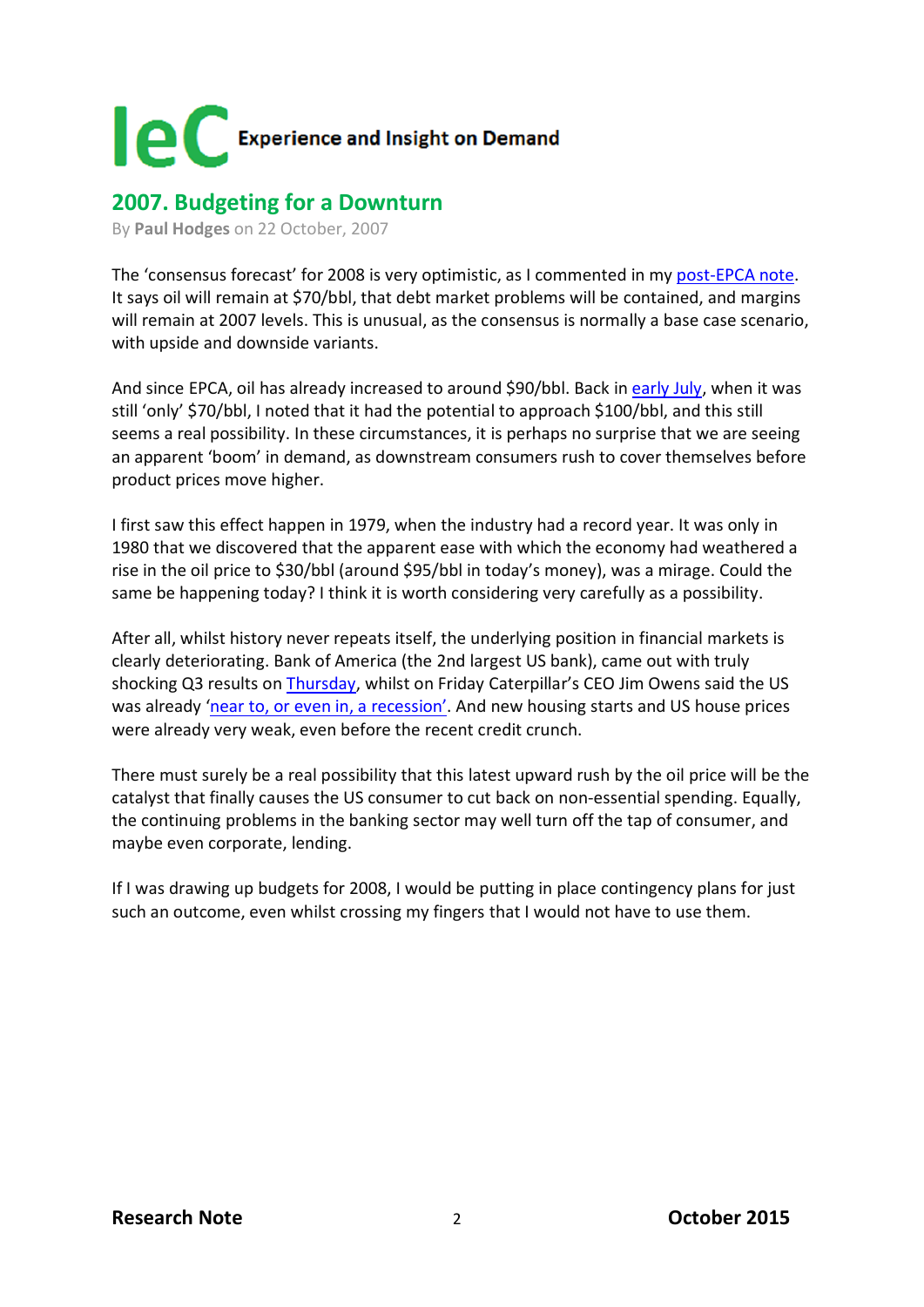## 2007. Budgeting for a Downturn

By **Paul Hodges** on 22 October, 2007

The 'consensus forecast' for 2008 is very optimistic, as I commented in my post-EPCA note. It says oil will remain at $70/bbl, that debt market problems will be contained, and margins will remain at 2007 levels. This is unusual, as the consensus is normally a base case scenario, with upside and downside variants.

And since EPCA, oil has already increased to around $90/bbl. Back in early July, when it was still 'only' $70/bbl, I noted that it had the potential to approach $100/bbl, and this still seems a real possibility. In these circumstances, it is perhaps no surprise that we are seeing an apparent 'boom' in demand, as downstream consumers rush to cover themselves before product prices move higher.

I first saw this effect happen in 1979, when the industry had a record year. It was only in 1980 that we discovered that the apparent ease with which the economy had weathered a rise in the oil price to $30/bbl (around $95/bbl in today's money), was a mirage. Could the same be happening today? I think it is worth considering very carefully as a possibility.

After all, whilst history never repeats itself, the underlying position in financial markets is clearly deteriorating. Bank of America (the 2nd largest US bank), came out with truly shocking Q3 results on Thursday, whilst on Friday Caterpillar's CEO Jim Owens said the US was already 'near to, or even in, a recession'. And new housing starts and US house prices were already very weak, even before the recent credit crunch.

There must surely be a real possibility that this latest upward rush by the oil price will be the catalyst that finally causes the US consumer to cut back on non-essential spending. Equally, the continuing problems in the banking sector may well turn off the tap of consumer, and maybe even corporate, lending.

If I was drawing up budgets for 2008, I would be putting in place contingency plans for just such an outcome, even whilst crossing my fingers that I would not have to use them.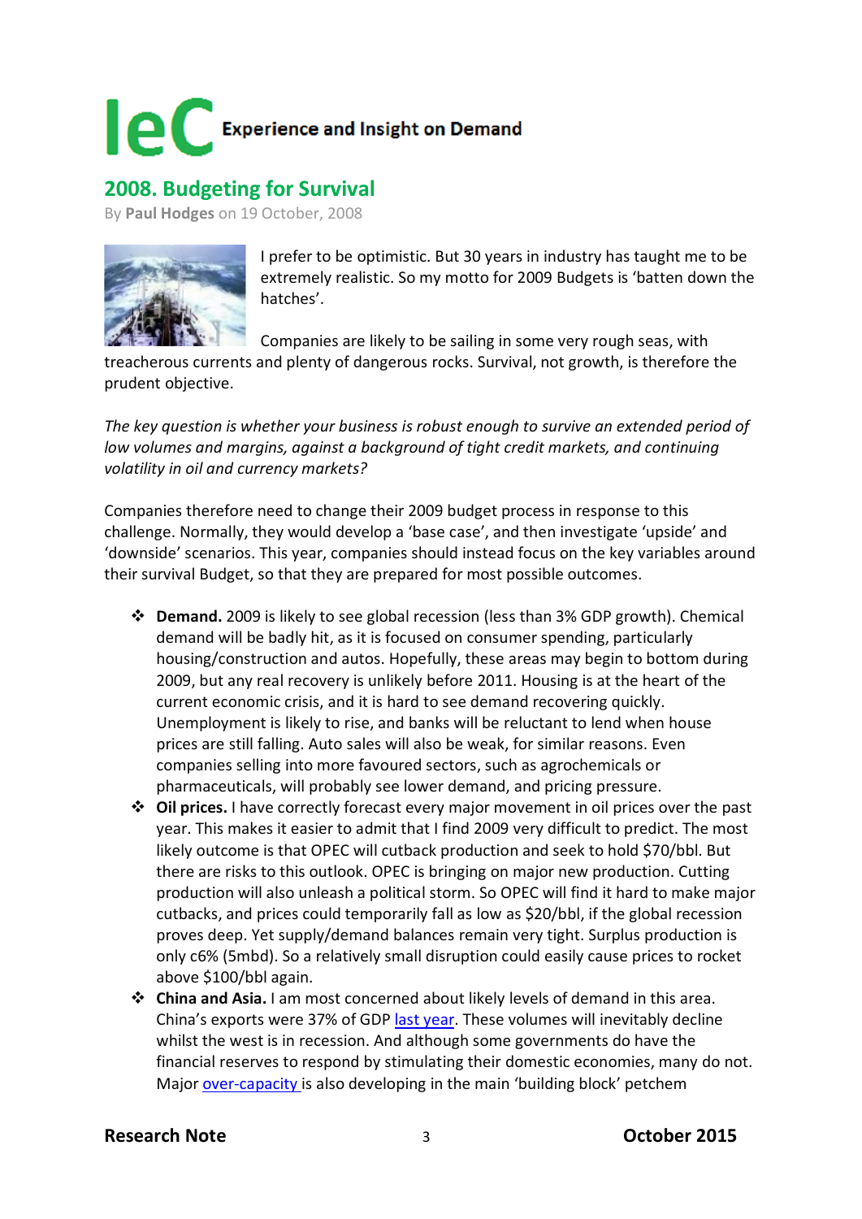# IeC Experience and Insight on Demand

## 2008. Budgeting for Survival

By **Paul Hodges** on 19 October, 2008

I prefer to be optimistic. But 30 years in industry has taught me to be extremely realistic. So my motto for 2009 Budgets is 'batten down the hatches'.

Companies are likely to be sailing in some very rough seas, with treacherous currents and plenty of dangerous rocks. Survival, not growth, is therefore the prudent objective.

*The key question is whether your business is robust enough to survive an extended period of low volumes and margins, against a background of tight credit markets, and continuing volatility in oil and currency markets?*

Companies therefore need to change their 2009 budget process in response to this challenge. Normally, they would develop a 'base case', and then investigate 'upside' and 'downside' scenarios. This year, companies should instead focus on the key variables around their survival Budget, so that they are prepared for most possible outcomes.

- **Demand.** 2009 is likely to see global recession (less than 3% GDP growth). Chemical demand will be badly hit, as it is focused on consumer spending, particularly housing/construction and autos. Hopefully, these areas may begin to bottom during 2009, but any real recovery is unlikely before 2011. Housing is at the heart of the current economic crisis, and it is hard to see demand recovering quickly. Unemployment is likely to rise, and banks will be reluctant to lend when house prices are still falling. Auto sales will also be weak, for similar reasons. Even companies selling into more favoured sectors, such as agrochemicals or pharmaceuticals, will probably see lower demand, and pricing pressure.
- **Oil prices.** I have correctly forecast every major movement in oil prices over the past year. This makes it easier to admit that I find 2009 very difficult to predict. The most likely outcome is that OPEC will cutback production and seek to hold $70/bbl. But there are risks to this outlook. OPEC is bringing on major new production. Cutting production will also unleash a political storm. So OPEC will find it hard to make major cutbacks, and prices could temporarily fall as low as $20/bbl, if the global recession proves deep. Yet supply/demand balances remain very tight. Surplus production is only c6% (5mbd). So a relatively small disruption could easily cause prices to rocket above $100/bbl again.
- **China and Asia.** I am most concerned about likely levels of demand in this area. China's exports were 37% of GDP last year. These volumes will inevitably decline whilst the west is in recession. And although some governments do have the financial reserves to respond by stimulating their domestic economies, many do not. Major over-capacity is also developing in the main 'building block' petchem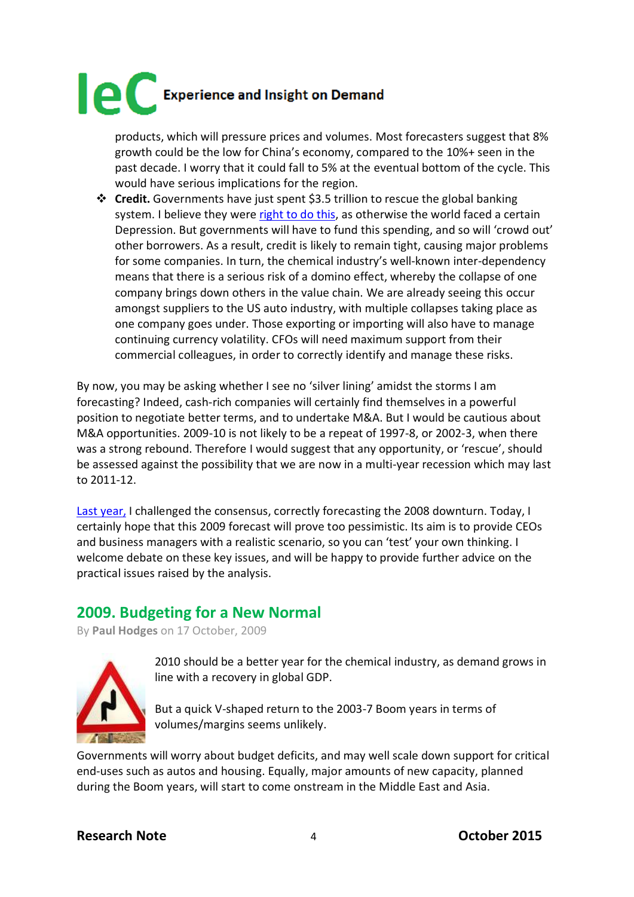products, which will pressure prices and volumes. Most forecasters suggest that 8% growth could be the low for China's economy, compared to the 10%+ seen in the past decade. I worry that it could fall to 5% at the eventual bottom of the cycle. This would have serious implications for the region.

- **Credit.** Governments have just spent $3.5 trillion to rescue the global banking system. I believe they were right to do this, as otherwise the world faced a certain Depression. But governments will have to fund this spending, and so will 'crowd out' other borrowers. As a result, credit is likely to remain tight, causing major problems for some companies. In turn, the chemical industry's well-known inter-dependency means that there is a serious risk of a domino effect, whereby the collapse of one company brings down others in the value chain. We are already seeing this occur amongst suppliers to the US auto industry, with multiple collapses taking place as one company goes under. Those exporting or importing will also have to manage continuing currency volatility. CFOs will need maximum support from their commercial colleagues, in order to correctly identify and manage these risks.

By now, you may be asking whether I see no 'silver lining' amidst the storms I am forecasting? Indeed, cash-rich companies will certainly find themselves in a powerful position to negotiate better terms, and to undertake M&A. But I would be cautious about M&A opportunities. 2009-10 is not likely to be a repeat of 1997-8, or 2002-3, when there was a strong rebound. Therefore I would suggest that any opportunity, or 'rescue', should be assessed against the possibility that we are now in a multi-year recession which may last to 2011-12.

Last year, I challenged the consensus, correctly forecasting the 2008 downturn. Today, I certainly hope that this 2009 forecast will prove too pessimistic. Its aim is to provide CEOs and business managers with a realistic scenario, so you can 'test' your own thinking. I welcome debate on these key issues, and will be happy to provide further advice on the practical issues raised by the analysis.

## 2009. Budgeting for a New Normal

By **Paul Hodges** on 17 October, 2009

2010 should be a better year for the chemical industry, as demand grows in line with a recovery in global GDP.

But a quick V-shaped return to the 2003-7 Boom years in terms of volumes/margins seems unlikely.

Governments will worry about budget deficits, and may well scale down support for critical end-uses such as autos and housing. Equally, major amounts of new capacity, planned during the Boom years, will start to come onstream in the Middle East and Asia.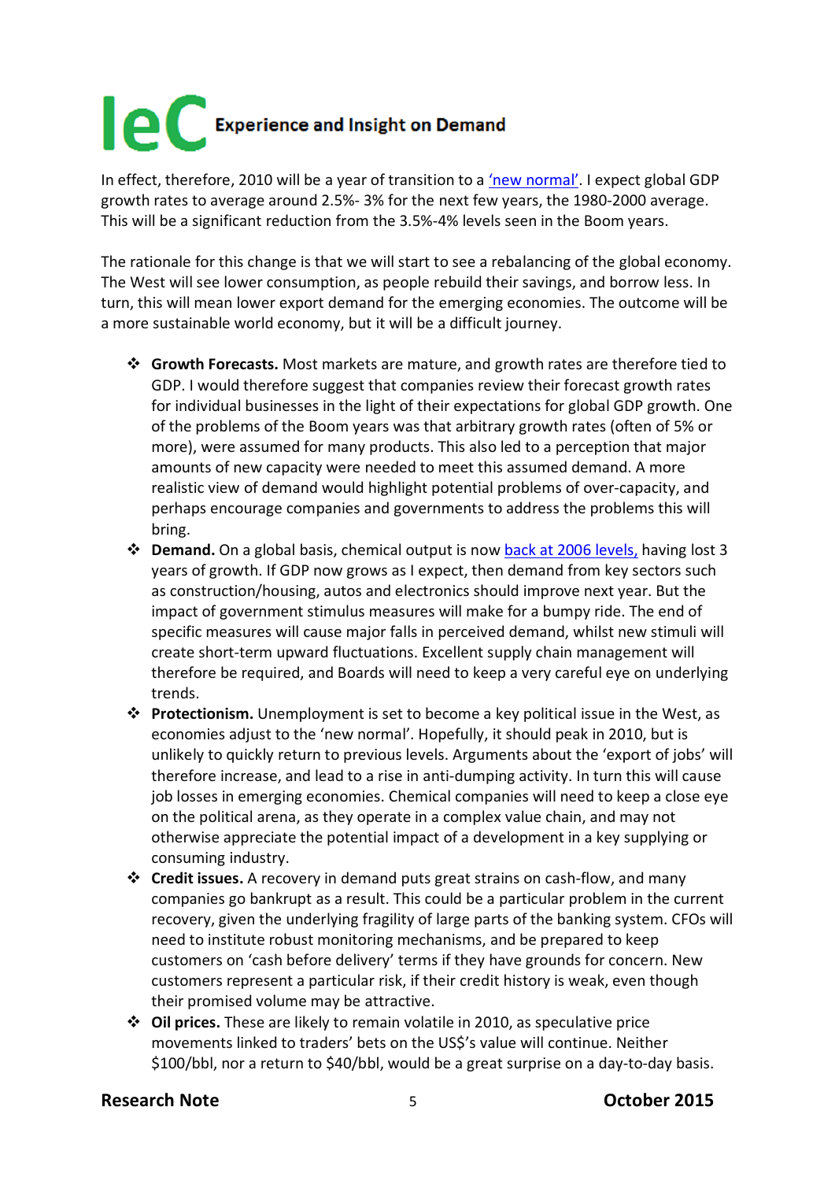In effect, therefore, 2010 will be a year of transition to a 'new normal'. I expect global GDP growth rates to average around 2.5%- 3% for the next few years, the 1980-2000 average. This will be a significant reduction from the 3.5%-4% levels seen in the Boom years.

The rationale for this change is that we will start to see a rebalancing of the global economy. The West will see lower consumption, as people rebuild their savings, and borrow less. In turn, this will mean lower export demand for the emerging economies. The outcome will be a more sustainable world economy, but it will be a difficult journey.

- **Growth Forecasts.** Most markets are mature, and growth rates are therefore tied to GDP. I would therefore suggest that companies review their forecast growth rates for individual businesses in the light of their expectations for global GDP growth. One of the problems of the Boom years was that arbitrary growth rates (often of 5% or more), were assumed for many products. This also led to a perception that major amounts of new capacity were needed to meet this assumed demand. A more realistic view of demand would highlight potential problems of over-capacity, and perhaps encourage companies and governments to address the problems this will bring.
- **Demand.** On a global basis, chemical output is now back at 2006 levels, having lost 3 years of growth. If GDP now grows as I expect, then demand from key sectors such as construction/housing, autos and electronics should improve next year. But the impact of government stimulus measures will make for a bumpy ride. The end of specific measures will cause major falls in perceived demand, whilst new stimuli will create short-term upward fluctuations. Excellent supply chain management will therefore be required, and Boards will need to keep a very careful eye on underlying trends.
- **Protectionism.** Unemployment is set to become a key political issue in the West, as economies adjust to the 'new normal'. Hopefully, it should peak in 2010, but is unlikely to quickly return to previous levels. Arguments about the 'export of jobs' will therefore increase, and lead to a rise in anti-dumping activity. In turn this will cause job losses in emerging economies. Chemical companies will need to keep a close eye on the political arena, as they operate in a complex value chain, and may not otherwise appreciate the potential impact of a development in a key supplying or consuming industry.
- **Credit issues.** A recovery in demand puts great strains on cash-flow, and many companies go bankrupt as a result. This could be a particular problem in the current recovery, given the underlying fragility of large parts of the banking system. CFOs will need to institute robust monitoring mechanisms, and be prepared to keep customers on 'cash before delivery' terms if they have grounds for concern. New customers represent a particular risk, if their credit history is weak, even though their promised volume may be attractive.
- **Oil prices.** These are likely to remain volatile in 2010, as speculative price movements linked to traders' bets on the US$'s value will continue. Neither $100/bbl, nor a return to $40/bbl, would be a great surprise on a day-to-day basis.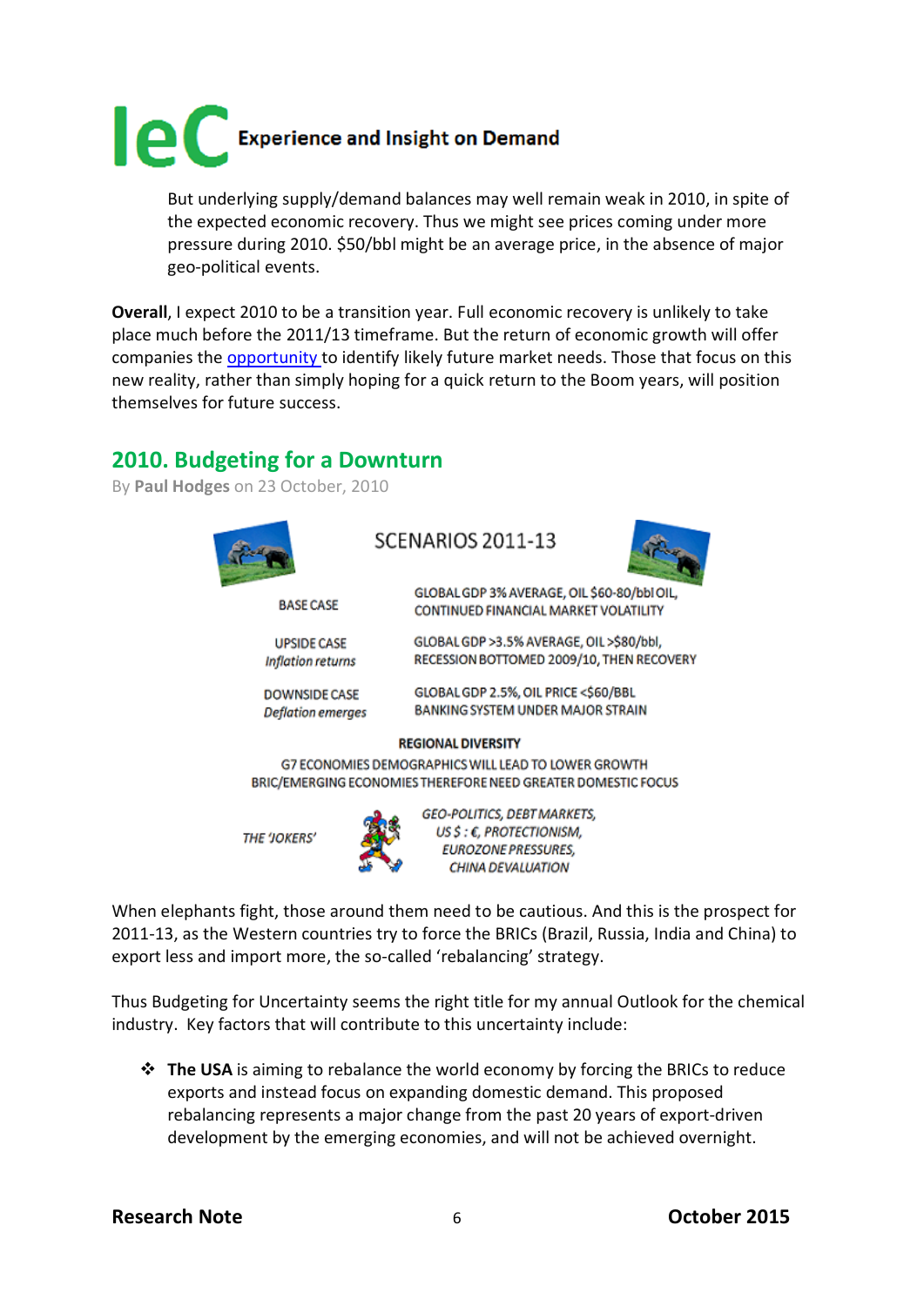But underlying supply/demand balances may well remain weak in 2010, in spite of the expected economic recovery. Thus we might see prices coming under more pressure during 2010. $50/bbl might be an average price, in the absence of major geo-political events.

**Overall**, I expect 2010 to be a transition year. Full economic recovery is unlikely to take place much before the 2011/13 timeframe. But the return of economic growth will offer companies the opportunity to identify likely future market needs. Those that focus on this new reality, rather than simply hoping for a quick return to the Boom years, will position themselves for future success.

## 2010. Budgeting for a Downturn

By **Paul Hodges** on 23 October, 2010

SCENARIOS 2011-13

| | |
|---|---|
| BASE CASE | GLOBAL GDP 3% AVERAGE, OIL $60-80/bbl OIL, CONTINUED FINANCIAL MARKET VOLATILITY |
| UPSIDE CASE *Inflation returns* | GLOBAL GDP >3.5% AVERAGE, OIL >$80/bbl, RECESSION BOTTOMED 2009/10, THEN RECOVERY |
| DOWNSIDE CASE *Deflation emerges* | GLOBAL GDP 2.5%, OIL PRICE <$60/BBL BANKING SYSTEM UNDER MAJOR STRAIN |

REGIONAL DIVERSITY

G7 ECONOMIES DEMOGRAPHICS WILL LEAD TO LOWER GROWTH
BRIC/EMERGING ECONOMIES THEREFORE NEED GREATER DOMESTIC FOCUS

*THE 'JOKERS'* — *GEO-POLITICS, DEBT MARKETS, US $ : €, PROTECTIONISM, EUROZONE PRESSURES, CHINA DEVALUATION*

When elephants fight, those around them need to be cautious. And this is the prospect for 2011-13, as the Western countries try to force the BRICs (Brazil, Russia, India and China) to export less and import more, the so-called 'rebalancing' strategy.

Thus Budgeting for Uncertainty seems the right title for my annual Outlook for the chemical industry. Key factors that will contribute to this uncertainty include:

- **The USA** is aiming to rebalance the world economy by forcing the BRICs to reduce exports and instead focus on expanding domestic demand. This proposed rebalancing represents a major change from the past 20 years of export-driven development by the emerging economies, and will not be achieved overnight.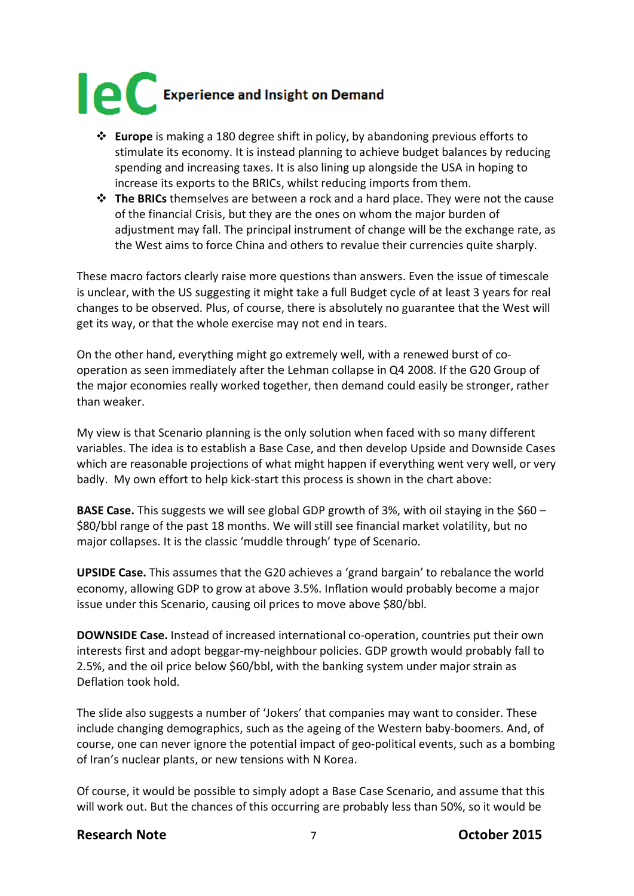- **Europe** is making a 180 degree shift in policy, by abandoning previous efforts to stimulate its economy. It is instead planning to achieve budget balances by reducing spending and increasing taxes. It is also lining up alongside the USA in hoping to increase its exports to the BRICs, whilst reducing imports from them.
- **The BRICs** themselves are between a rock and a hard place. They were not the cause of the financial Crisis, but they are the ones on whom the major burden of adjustment may fall. The principal instrument of change will be the exchange rate, as the West aims to force China and others to revalue their currencies quite sharply.

These macro factors clearly raise more questions than answers. Even the issue of timescale is unclear, with the US suggesting it might take a full Budget cycle of at least 3 years for real changes to be observed. Plus, of course, there is absolutely no guarantee that the West will get its way, or that the whole exercise may not end in tears.

On the other hand, everything might go extremely well, with a renewed burst of co-operation as seen immediately after the Lehman collapse in Q4 2008. If the G20 Group of the major economies really worked together, then demand could easily be stronger, rather than weaker.

My view is that Scenario planning is the only solution when faced with so many different variables. The idea is to establish a Base Case, and then develop Upside and Downside Cases which are reasonable projections of what might happen if everything went very well, or very badly. My own effort to help kick-start this process is shown in the chart above:

**BASE Case.** This suggests we will see global GDP growth of 3%, with oil staying in the $60 – $80/bbl range of the past 18 months. We will still see financial market volatility, but no major collapses. It is the classic 'muddle through' type of Scenario.

**UPSIDE Case.** This assumes that the G20 achieves a 'grand bargain' to rebalance the world economy, allowing GDP to grow at above 3.5%. Inflation would probably become a major issue under this Scenario, causing oil prices to move above $80/bbl.

**DOWNSIDE Case.** Instead of increased international co-operation, countries put their own interests first and adopt beggar-my-neighbour policies. GDP growth would probably fall to 2.5%, and the oil price below $60/bbl, with the banking system under major strain as Deflation took hold.

The slide also suggests a number of 'Jokers' that companies may want to consider. These include changing demographics, such as the ageing of the Western baby-boomers. And, of course, one can never ignore the potential impact of geo-political events, such as a bombing of Iran's nuclear plants, or new tensions with N Korea.

Of course, it would be possible to simply adopt a Base Case Scenario, and assume that this will work out. But the chances of this occurring are probably less than 50%, so it would be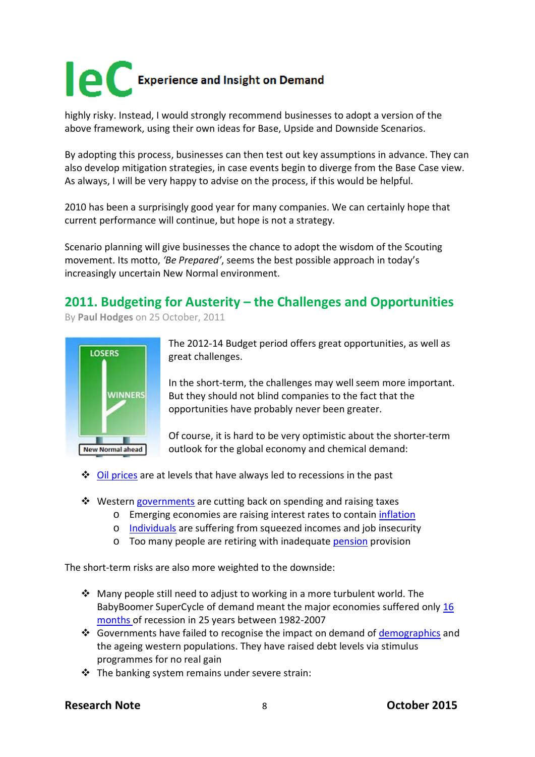highly risky. Instead, I would strongly recommend businesses to adopt a version of the above framework, using their own ideas for Base, Upside and Downside Scenarios.

By adopting this process, businesses can then test out key assumptions in advance. They can also develop mitigation strategies, in case events begin to diverge from the Base Case view. As always, I will be very happy to advise on the process, if this would be helpful.

2010 has been a surprisingly good year for many companies. We can certainly hope that current performance will continue, but hope is not a strategy.

Scenario planning will give businesses the chance to adopt the wisdom of the Scouting movement. Its motto, *'Be Prepared'*, seems the best possible approach in today's increasingly uncertain New Normal environment.

## 2011. Budgeting for Austerity – the Challenges and Opportunities

By **Paul Hodges** on 25 October, 2011

The 2012-14 Budget period offers great opportunities, as well as great challenges.

In the short-term, the challenges may well seem more important. But they should not blind companies to the fact that the opportunities have probably never been greater.

Of course, it is hard to be very optimistic about the shorter-term outlook for the global economy and chemical demand:

- Oil prices are at levels that have always led to recessions in the past
- Western governments are cutting back on spending and raising taxes
  - Emerging economies are raising interest rates to contain inflation
  - Individuals are suffering from squeezed incomes and job insecurity
  - Too many people are retiring with inadequate pension provision

The short-term risks are also more weighted to the downside:

- Many people still need to adjust to working in a more turbulent world. The BabyBoomer SuperCycle of demand meant the major economies suffered only 16 months of recession in 25 years between 1982-2007
- Governments have failed to recognise the impact on demand of demographics and the ageing western populations. They have raised debt levels via stimulus programmes for no real gain
- The banking system remains under severe strain: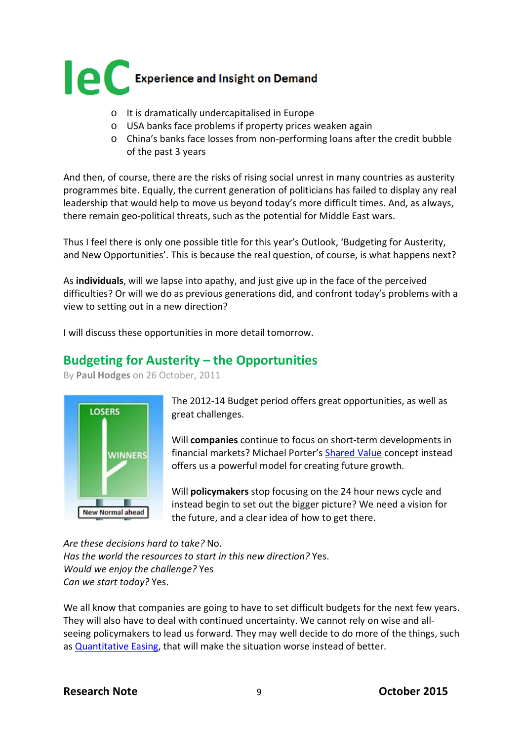- It is dramatically undercapitalised in Europe
- USA banks face problems if property prices weaken again
- China's banks face losses from non-performing loans after the credit bubble of the past 3 years

And then, of course, there are the risks of rising social unrest in many countries as austerity programmes bite. Equally, the current generation of politicians has failed to display any real leadership that would help to move us beyond today's more difficult times. And, as always, there remain geo-political threats, such as the potential for Middle East wars.

Thus I feel there is only one possible title for this year's Outlook, 'Budgeting for Austerity, and New Opportunities'. This is because the real question, of course, is what happens next?

As **individuals**, will we lapse into apathy, and just give up in the face of the perceived difficulties? Or will we do as previous generations did, and confront today's problems with a view to setting out in a new direction?

I will discuss these opportunities in more detail tomorrow.

## Budgeting for Austerity – the Opportunities

By **Paul Hodges** on 26 October, 2011

The 2012-14 Budget period offers great opportunities, as well as great challenges.

Will **companies** continue to focus on short-term developments in financial markets? Michael Porter's Shared Value concept instead offers us a powerful model for creating future growth.

Will **policymakers** stop focusing on the 24 hour news cycle and instead begin to set out the bigger picture? We need a vision for the future, and a clear idea of how to get there.

*Are these decisions hard to take?* No.
*Has the world the resources to start in this new direction?* Yes.
*Would we enjoy the challenge?* Yes
*Can we start today?* Yes.

We all know that companies are going to have to set difficult budgets for the next few years. They will also have to deal with continued uncertainty. We cannot rely on wise and all-seeing policymakers to lead us forward. They may well decide to do more of the things, such as Quantitative Easing, that will make the situation worse instead of better.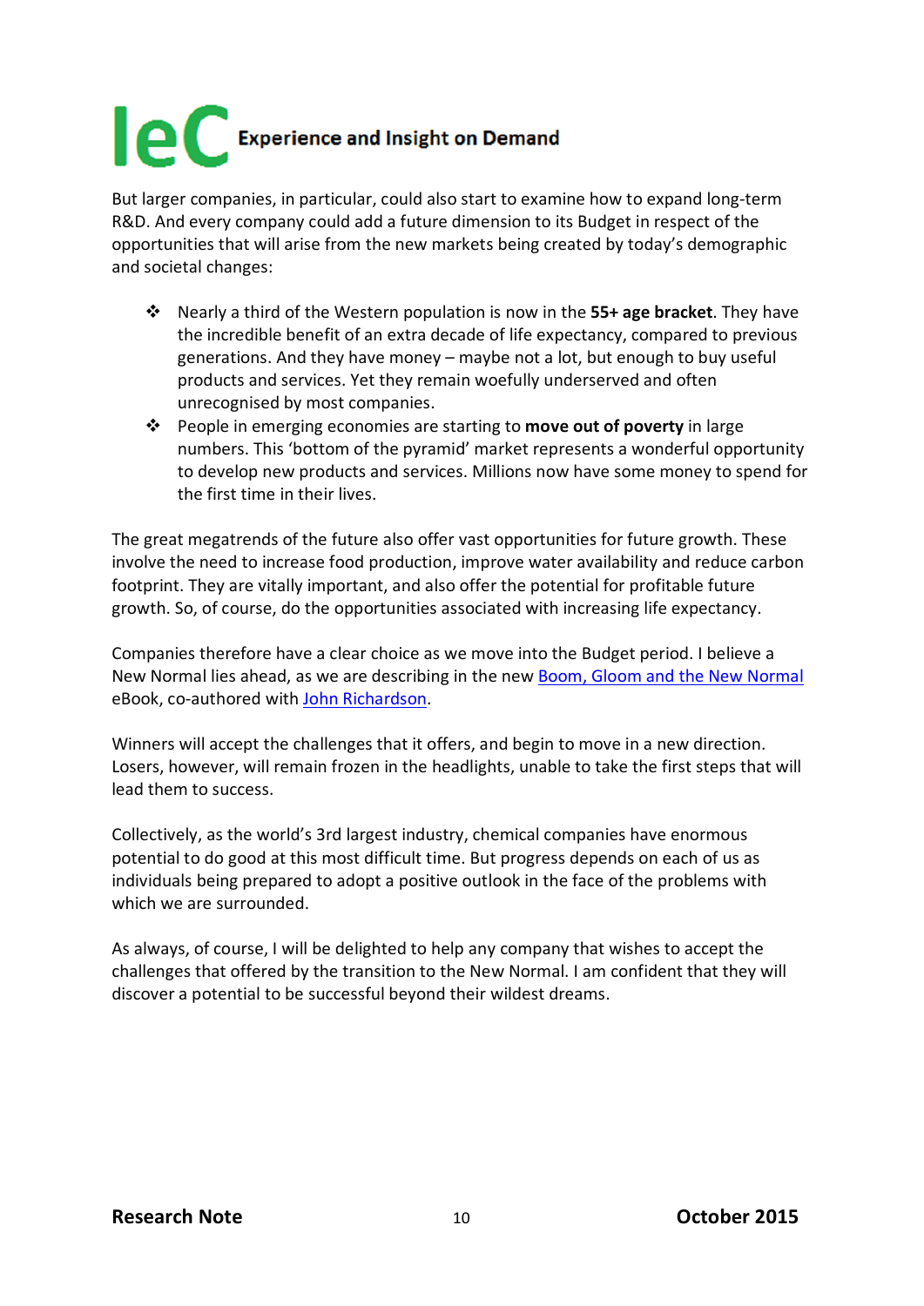But larger companies, in particular, could also start to examine how to expand long-term R&D. And every company could add a future dimension to its Budget in respect of the opportunities that will arise from the new markets being created by today's demographic and societal changes:

- Nearly a third of the Western population is now in the **55+ age bracket**. They have the incredible benefit of an extra decade of life expectancy, compared to previous generations. And they have money – maybe not a lot, but enough to buy useful products and services. Yet they remain woefully underserved and often unrecognised by most companies.
- People in emerging economies are starting to **move out of poverty** in large numbers. This 'bottom of the pyramid' market represents a wonderful opportunity to develop new products and services. Millions now have some money to spend for the first time in their lives.

The great megatrends of the future also offer vast opportunities for future growth. These involve the need to increase food production, improve water availability and reduce carbon footprint. They are vitally important, and also offer the potential for profitable future growth. So, of course, do the opportunities associated with increasing life expectancy.

Companies therefore have a clear choice as we move into the Budget period. I believe a New Normal lies ahead, as we are describing in the new Boom, Gloom and the New Normal eBook, co-authored with John Richardson.

Winners will accept the challenges that it offers, and begin to move in a new direction. Losers, however, will remain frozen in the headlights, unable to take the first steps that will lead them to success.

Collectively, as the world's 3rd largest industry, chemical companies have enormous potential to do good at this most difficult time. But progress depends on each of us as individuals being prepared to adopt a positive outlook in the face of the problems with which we are surrounded.

As always, of course, I will be delighted to help any company that wishes to accept the challenges that offered by the transition to the New Normal. I am confident that they will discover a potential to be successful beyond their wildest dreams.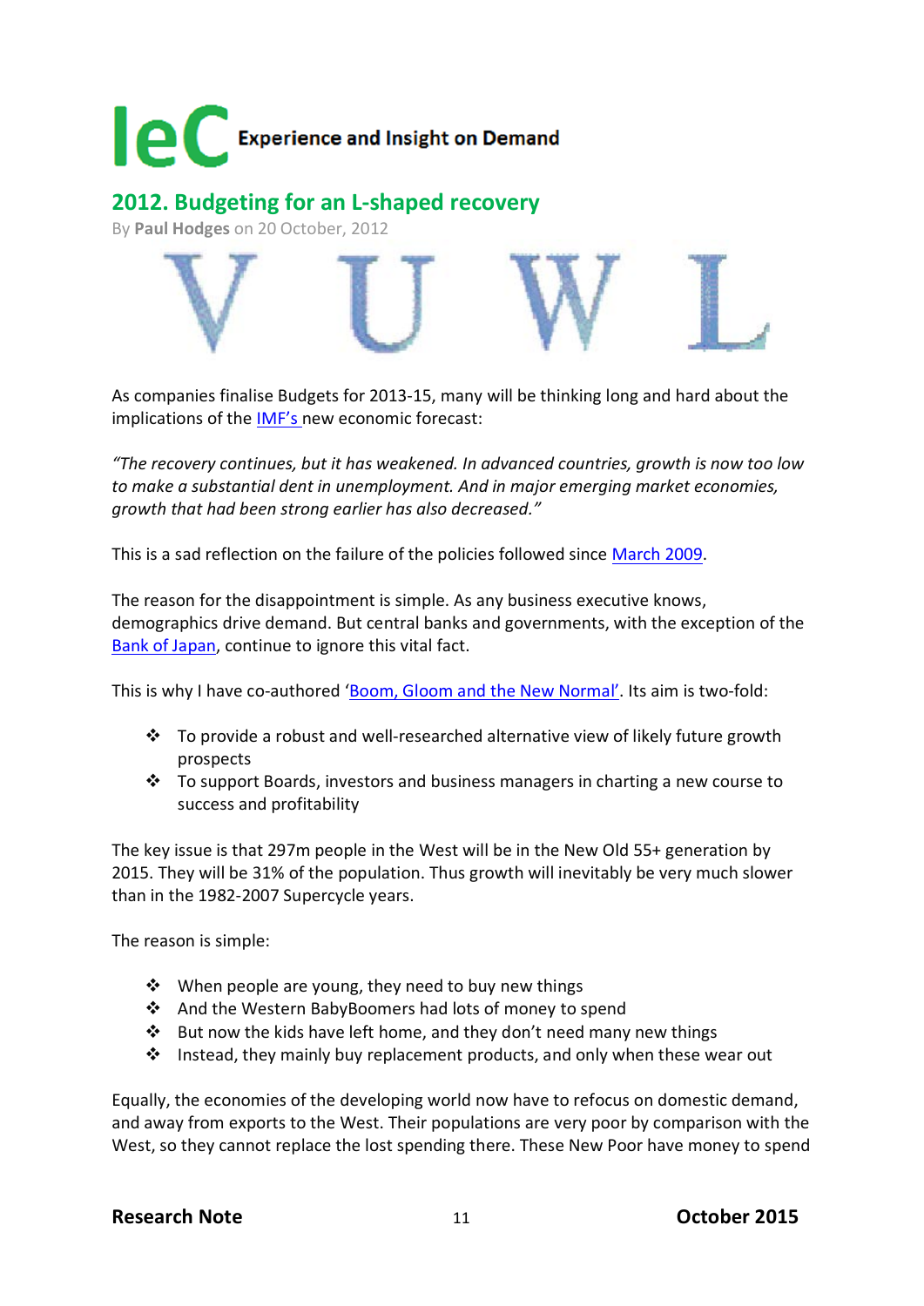**IeC** Experience and Insight on Demand

## 2012. Budgeting for an L-shaped recovery

By **Paul Hodges** on 20 October, 2012

V U W L

As companies finalise Budgets for 2013-15, many will be thinking long and hard about the implications of the IMF's new economic forecast:

*"The recovery continues, but it has weakened. In advanced countries, growth is now too low to make a substantial dent in unemployment. And in major emerging market economies, growth that had been strong earlier has also decreased."*

This is a sad reflection on the failure of the policies followed since March 2009.

The reason for the disappointment is simple. As any business executive knows, demographics drive demand. But central banks and governments, with the exception of the Bank of Japan, continue to ignore this vital fact.

This is why I have co-authored 'Boom, Gloom and the New Normal'. Its aim is two-fold:

- To provide a robust and well-researched alternative view of likely future growth prospects
- To support Boards, investors and business managers in charting a new course to success and profitability

The key issue is that 297m people in the West will be in the New Old 55+ generation by 2015. They will be 31% of the population. Thus growth will inevitably be very much slower than in the 1982-2007 Supercycle years.

The reason is simple:

- When people are young, they need to buy new things
- And the Western BabyBoomers had lots of money to spend
- But now the kids have left home, and they don't need many new things
- Instead, they mainly buy replacement products, and only when these wear out

Equally, the economies of the developing world now have to refocus on domestic demand, and away from exports to the West. Their populations are very poor by comparison with the West, so they cannot replace the lost spending there. These New Poor have money to spend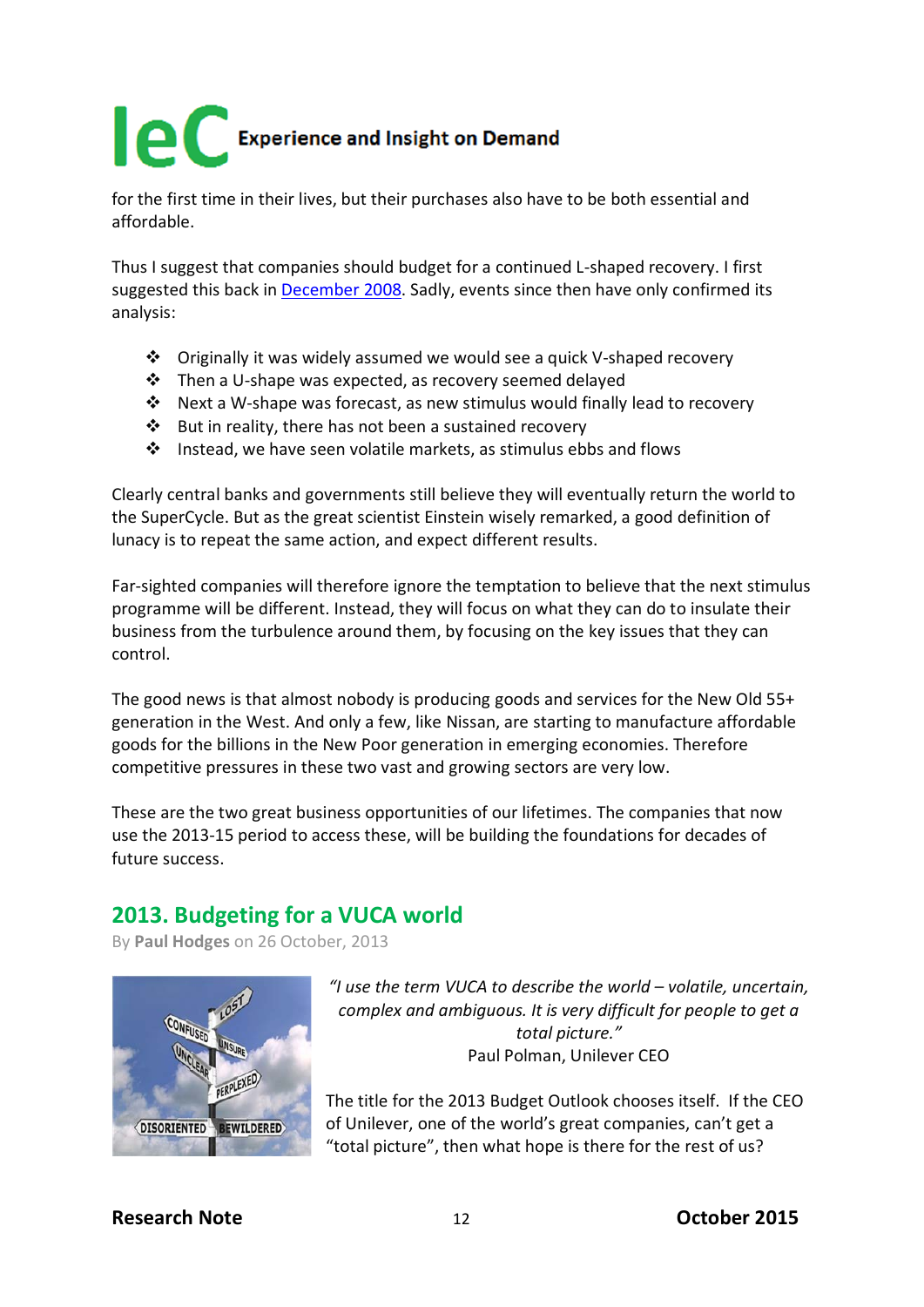for the first time in their lives, but their purchases also have to be both essential and affordable.

Thus I suggest that companies should budget for a continued L-shaped recovery. I first suggested this back in [December 2008](). Sadly, events since then have only confirmed its analysis:

- Originally it was widely assumed we would see a quick V-shaped recovery
- Then a U-shape was expected, as recovery seemed delayed
- Next a W-shape was forecast, as new stimulus would finally lead to recovery
- But in reality, there has not been a sustained recovery
- Instead, we have seen volatile markets, as stimulus ebbs and flows

Clearly central banks and governments still believe they will eventually return the world to the SuperCycle. But as the great scientist Einstein wisely remarked, a good definition of lunacy is to repeat the same action, and expect different results.

Far-sighted companies will therefore ignore the temptation to believe that the next stimulus programme will be different. Instead, they will focus on what they can do to insulate their business from the turbulence around them, by focusing on the key issues that they can control.

The good news is that almost nobody is producing goods and services for the New Old 55+ generation in the West. And only a few, like Nissan, are starting to manufacture affordable goods for the billions in the New Poor generation in emerging economies. Therefore competitive pressures in these two vast and growing sectors are very low.

These are the two great business opportunities of our lifetimes. The companies that now use the 2013-15 period to access these, will be building the foundations for decades of future success.

## 2013. Budgeting for a VUCA world

By **Paul Hodges** on 26 October, 2013

*"I use the term VUCA to describe the world – volatile, uncertain, complex and ambiguous. It is very difficult for people to get a total picture."*
Paul Polman, Unilever CEO

The title for the 2013 Budget Outlook chooses itself. If the CEO of Unilever, one of the world's great companies, can't get a "total picture", then what hope is there for the rest of us?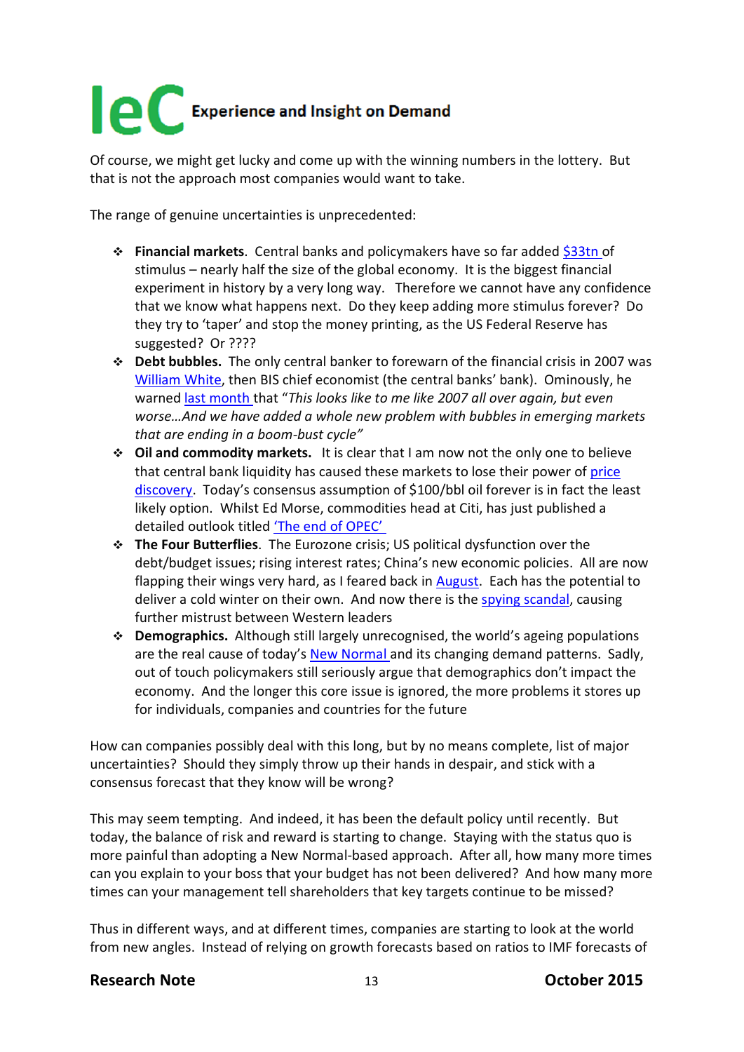Of course, we might get lucky and come up with the winning numbers in the lottery. But that is not the approach most companies would want to take.

The range of genuine uncertainties is unprecedented:

- **Financial markets**. Central banks and policymakers have so far added $33tn of stimulus – nearly half the size of the global economy. It is the biggest financial experiment in history by a very long way. Therefore we cannot have any confidence that we know what happens next. Do they keep adding more stimulus forever? Do they try to 'taper' and stop the money printing, as the US Federal Reserve has suggested? Or ????
- **Debt bubbles.** The only central banker to forewarn of the financial crisis in 2007 was William White, then BIS chief economist (the central banks' bank). Ominously, he warned last month that "*This looks like to me like 2007 all over again, but even worse…And we have added a whole new problem with bubbles in emerging markets that are ending in a boom-bust cycle*"
- **Oil and commodity markets.** It is clear that I am now not the only one to believe that central bank liquidity has caused these markets to lose their power of price discovery. Today's consensus assumption of $100/bbl oil forever is in fact the least likely option. Whilst Ed Morse, commodities head at Citi, has just published a detailed outlook titled 'The end of OPEC'
- **The Four Butterflies**. The Eurozone crisis; US political dysfunction over the debt/budget issues; rising interest rates; China's new economic policies. All are now flapping their wings very hard, as I feared back in August. Each has the potential to deliver a cold winter on their own. And now there is the spying scandal, causing further mistrust between Western leaders
- **Demographics.** Although still largely unrecognised, the world's ageing populations are the real cause of today's New Normal and its changing demand patterns. Sadly, out of touch policymakers still seriously argue that demographics don't impact the economy. And the longer this core issue is ignored, the more problems it stores up for individuals, companies and countries for the future

How can companies possibly deal with this long, but by no means complete, list of major uncertainties? Should they simply throw up their hands in despair, and stick with a consensus forecast that they know will be wrong?

This may seem tempting. And indeed, it has been the default policy until recently. But today, the balance of risk and reward is starting to change. Staying with the status quo is more painful than adopting a New Normal-based approach. After all, how many more times can you explain to your boss that your budget has not been delivered? And how many more times can your management tell shareholders that key targets continue to be missed?

Thus in different ways, and at different times, companies are starting to look at the world from new angles. Instead of relying on growth forecasts based on ratios to IMF forecasts of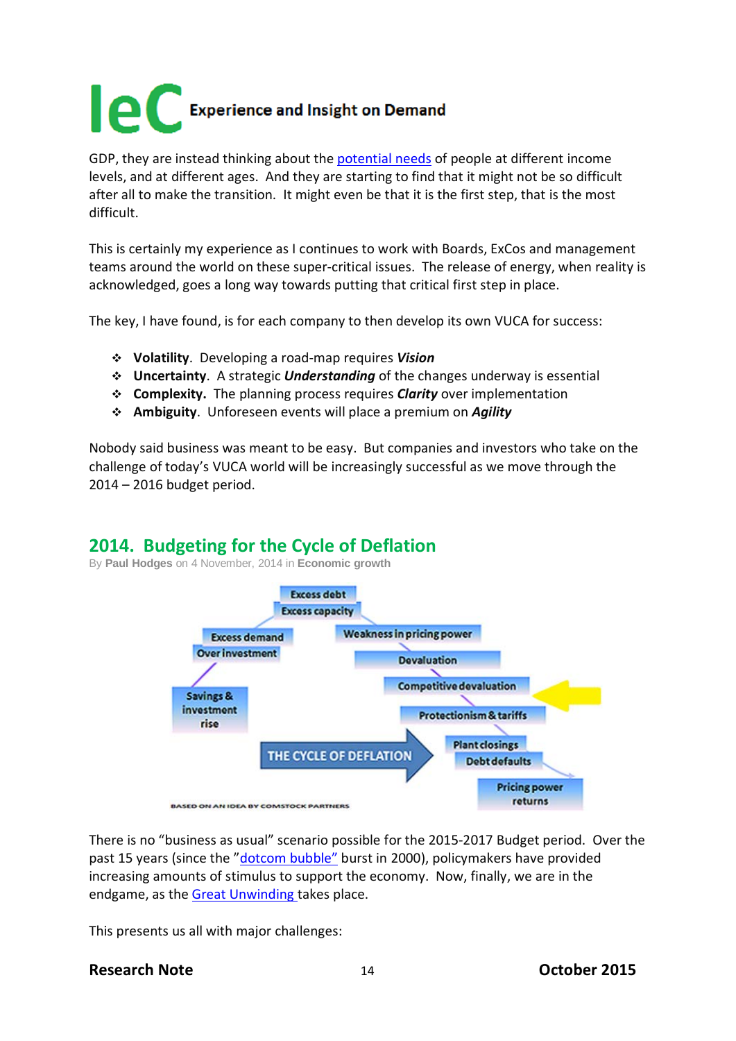GDP, they are instead thinking about the potential needs of people at different income levels, and at different ages. And they are starting to find that it might not be so difficult after all to make the transition. It might even be that it is the first step, that is the most difficult.

This is certainly my experience as I continues to work with Boards, ExCos and management teams around the world on these super-critical issues. The release of energy, when reality is acknowledged, goes a long way towards putting that critical first step in place.

The key, I have found, is for each company to then develop its own VUCA for success:

- **Volatility**. Developing a road-map requires ***Vision***
- **Uncertainty**. A strategic ***Understanding*** of the changes underway is essential
- **Complexity.** The planning process requires ***Clarity*** over implementation
- **Ambiguity**. Unforeseen events will place a premium on ***Agility***

Nobody said business was meant to be easy. But companies and investors who take on the challenge of today's VUCA world will be increasingly successful as we move through the 2014 – 2016 budget period.

## 2014. Budgeting for the Cycle of Deflation

By **Paul Hodges** on 4 November, 2014 in **Economic growth**

There is no "business as usual" scenario possible for the 2015-2017 Budget period. Over the past 15 years (since the "dotcom bubble" burst in 2000), policymakers have provided increasing amounts of stimulus to support the economy. Now, finally, we are in the endgame, as the Great Unwinding takes place.

This presents us all with major challenges: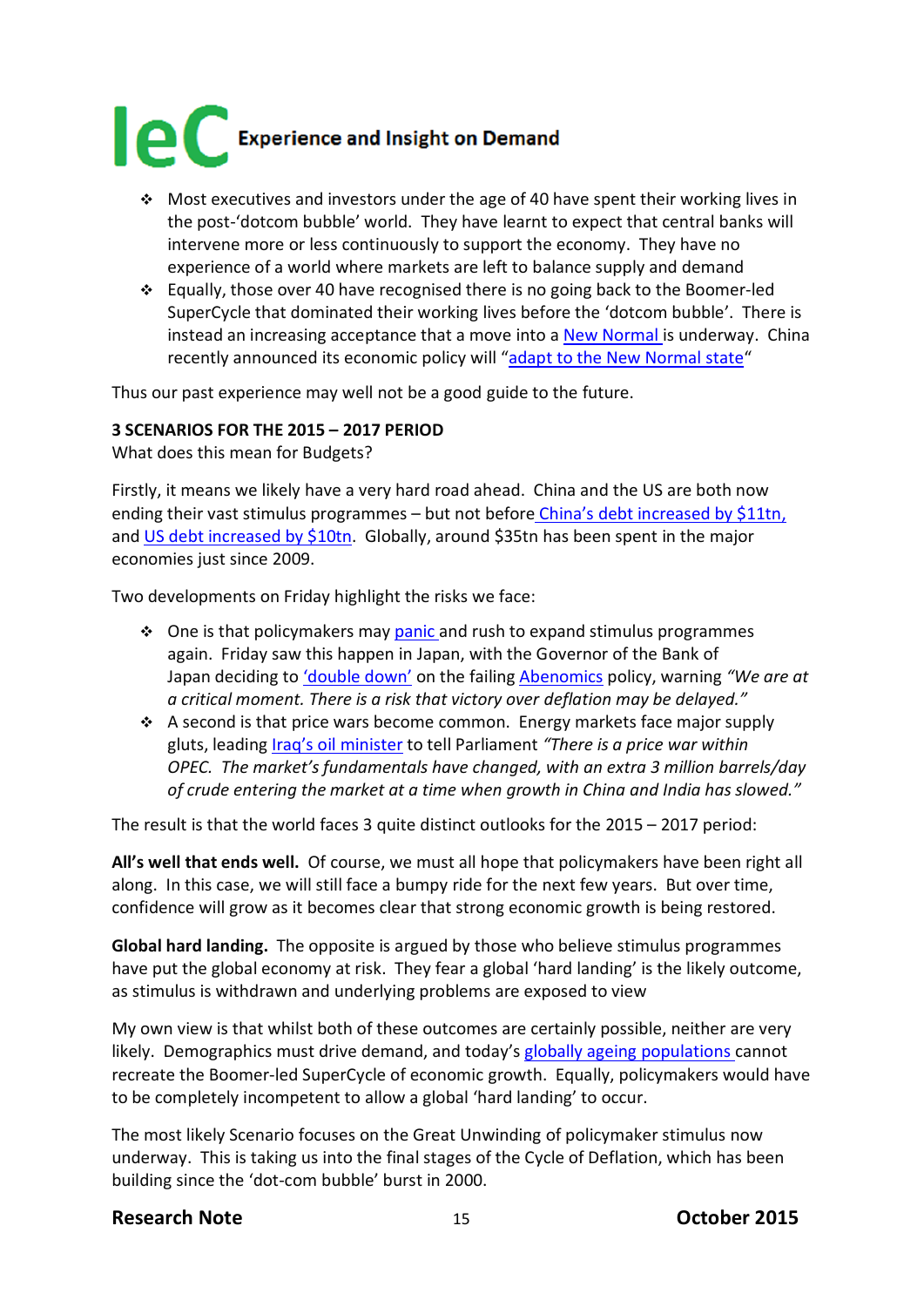- Most executives and investors under the age of 40 have spent their working lives in the post-'dotcom bubble' world. They have learnt to expect that central banks will intervene more or less continuously to support the economy. They have no experience of a world where markets are left to balance supply and demand
- Equally, those over 40 have recognised there is no going back to the Boomer-led SuperCycle that dominated their working lives before the 'dotcom bubble'. There is instead an increasing acceptance that a move into a New Normal is underway. China recently announced its economic policy will "adapt to the New Normal state"

Thus our past experience may well not be a good guide to the future.

**3 SCENARIOS FOR THE 2015 – 2017 PERIOD**

What does this mean for Budgets?

Firstly, it means we likely have a very hard road ahead. China and the US are both now ending their vast stimulus programmes – but not before China's debt increased by $11tn, and US debt increased by $10tn. Globally, around $35tn has been spent in the major economies just since 2009.

Two developments on Friday highlight the risks we face:

- One is that policymakers may panic and rush to expand stimulus programmes again. Friday saw this happen in Japan, with the Governor of the Bank of Japan deciding to 'double down' on the failing Abenomics policy, warning *"We are at a critical moment. There is a risk that victory over deflation may be delayed."*
- A second is that price wars become common. Energy markets face major supply gluts, leading Iraq's oil minister to tell Parliament *"There is a price war within OPEC. The market's fundamentals have changed, with an extra 3 million barrels/day of crude entering the market at a time when growth in China and India has slowed."*

The result is that the world faces 3 quite distinct outlooks for the 2015 – 2017 period:

**All's well that ends well.** Of course, we must all hope that policymakers have been right all along. In this case, we will still face a bumpy ride for the next few years. But over time, confidence will grow as it becomes clear that strong economic growth is being restored.

**Global hard landing.** The opposite is argued by those who believe stimulus programmes have put the global economy at risk. They fear a global 'hard landing' is the likely outcome, as stimulus is withdrawn and underlying problems are exposed to view

My own view is that whilst both of these outcomes are certainly possible, neither are very likely. Demographics must drive demand, and today's globally ageing populations cannot recreate the Boomer-led SuperCycle of economic growth. Equally, policymakers would have to be completely incompetent to allow a global 'hard landing' to occur.

The most likely Scenario focuses on the Great Unwinding of policymaker stimulus now underway. This is taking us into the final stages of the Cycle of Deflation, which has been building since the 'dot-com bubble' burst in 2000.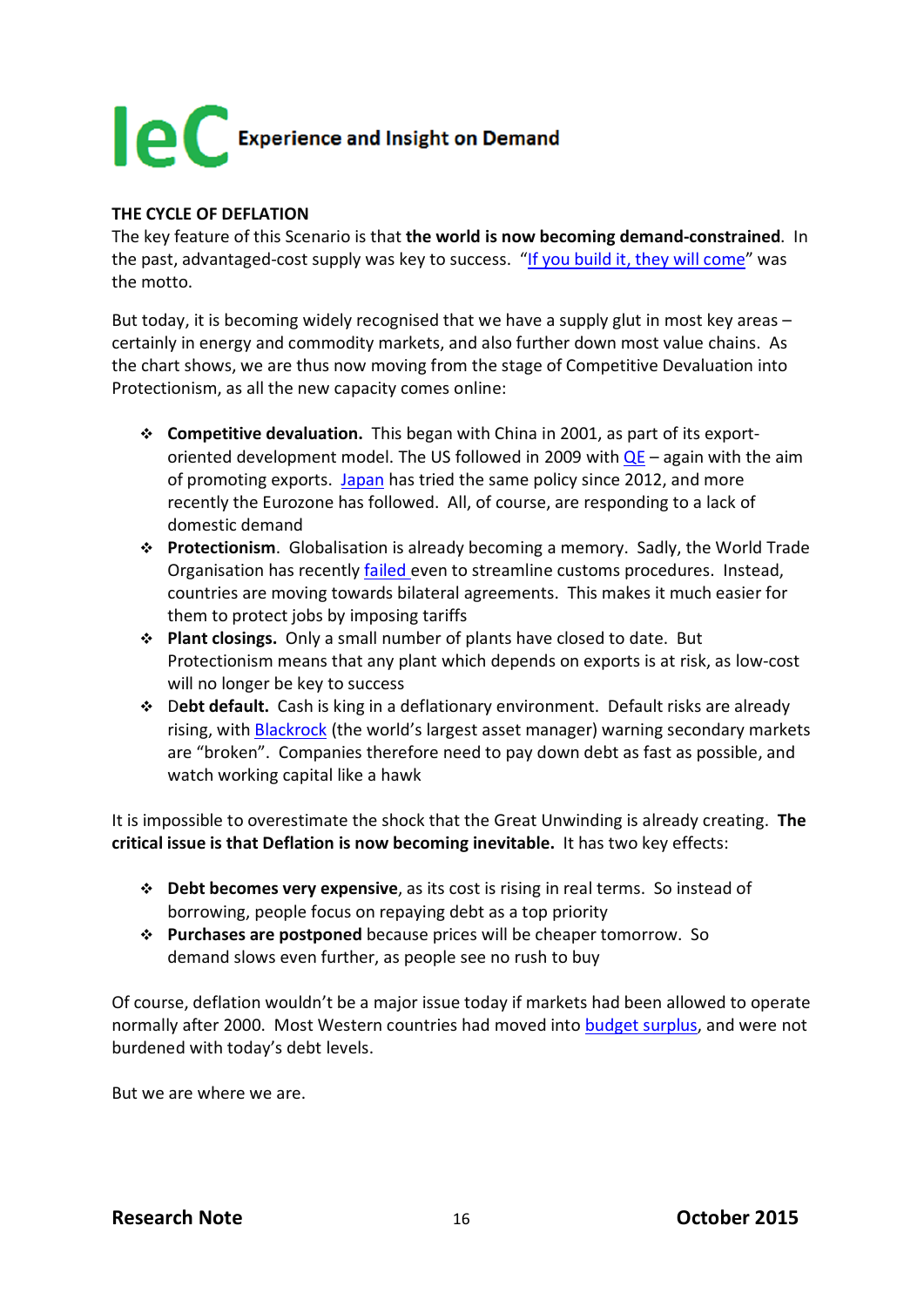## THE CYCLE OF DEFLATION

The key feature of this Scenario is that **the world is now becoming demand-constrained**. In the past, advantaged-cost supply was key to success. "If you build it, they will come" was the motto.

But today, it is becoming widely recognised that we have a supply glut in most key areas – certainly in energy and commodity markets, and also further down most value chains. As the chart shows, we are thus now moving from the stage of Competitive Devaluation into Protectionism, as all the new capacity comes online:

- **Competitive devaluation.** This began with China in 2001, as part of its export-oriented development model. The US followed in 2009 with QE – again with the aim of promoting exports. Japan has tried the same policy since 2012, and more recently the Eurozone has followed. All, of course, are responding to a lack of domestic demand
- **Protectionism**. Globalisation is already becoming a memory. Sadly, the World Trade Organisation has recently failed even to streamline customs procedures. Instead, countries are moving towards bilateral agreements. This makes it much easier for them to protect jobs by imposing tariffs
- **Plant closings.** Only a small number of plants have closed to date. But Protectionism means that any plant which depends on exports is at risk, as low-cost will no longer be key to success
- D**ebt default.** Cash is king in a deflationary environment. Default risks are already rising, with Blackrock (the world's largest asset manager) warning secondary markets are "broken". Companies therefore need to pay down debt as fast as possible, and watch working capital like a hawk

It is impossible to overestimate the shock that the Great Unwinding is already creating. **The critical issue is that Deflation is now becoming inevitable.** It has two key effects:

- **Debt becomes very expensive**, as its cost is rising in real terms. So instead of borrowing, people focus on repaying debt as a top priority
- **Purchases are postponed** because prices will be cheaper tomorrow. So demand slows even further, as people see no rush to buy

Of course, deflation wouldn't be a major issue today if markets had been allowed to operate normally after 2000. Most Western countries had moved into budget surplus, and were not burdened with today's debt levels.

But we are where we are.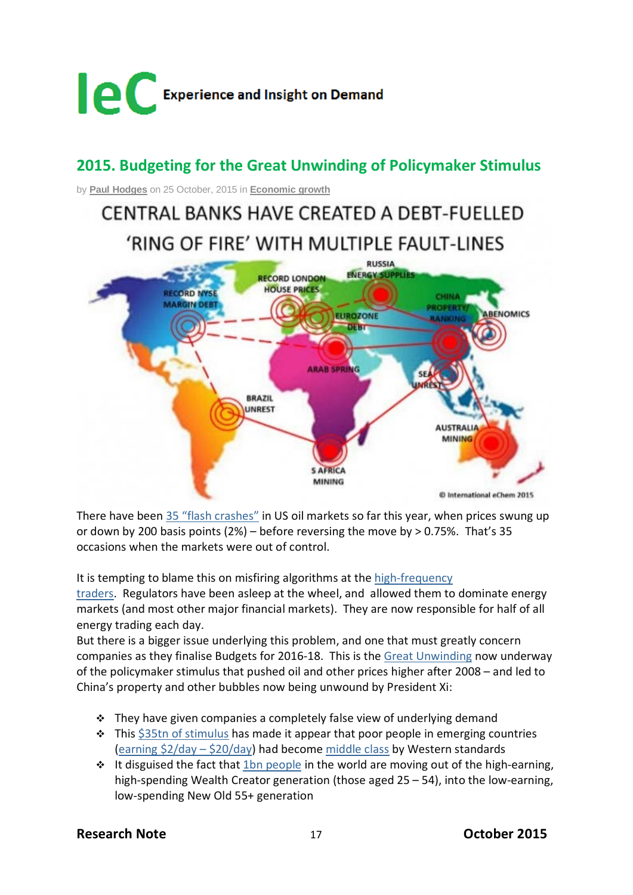# IeC Experience and Insight on Demand

## 2015. Budgeting for the Great Unwinding of Policymaker Stimulus

by **Paul Hodges** on 25 October, 2015 in **Economic growth**

CENTRAL BANKS HAVE CREATED A DEBT-FUELLED 'RING OF FIRE' WITH MULTIPLE FAULT-LINES

RECORD NYSE MARGIN DEBT · RECORD LONDON HOUSE PRICES · RUSSIA ENERGY SUPPLIES · EUROZONE DEBT · CHINA PROPERTY/BANKING · ABENOMICS · ARAB SPRING · SEA UNREST · BRAZIL UNREST · AUSTRALIA MINING · S AFRICA MINING

© International eChem 2015

There have been 35 "flash crashes" in US oil markets so far this year, when prices swung up or down by 200 basis points (2%) – before reversing the move by > 0.75%. That's 35 occasions when the markets were out of control.

It is tempting to blame this on misfiring algorithms at the high-frequency traders. Regulators have been asleep at the wheel, and allowed them to dominate energy markets (and most other major financial markets). They are now responsible for half of all energy trading each day.

But there is a bigger issue underlying this problem, and one that must greatly concern companies as they finalise Budgets for 2016-18. This is the Great Unwinding now underway of the policymaker stimulus that pushed oil and other prices higher after 2008 – and led to China's property and other bubbles now being unwound by President Xi:

- They have given companies a completely false view of underlying demand
- This $35tn of stimulus has made it appear that poor people in emerging countries (earning $2/day – $20/day) had become middle class by Western standards
- It disguised the fact that 1bn people in the world are moving out of the high-earning, high-spending Wealth Creator generation (those aged 25 – 54), into the low-earning, low-spending New Old 55+ generation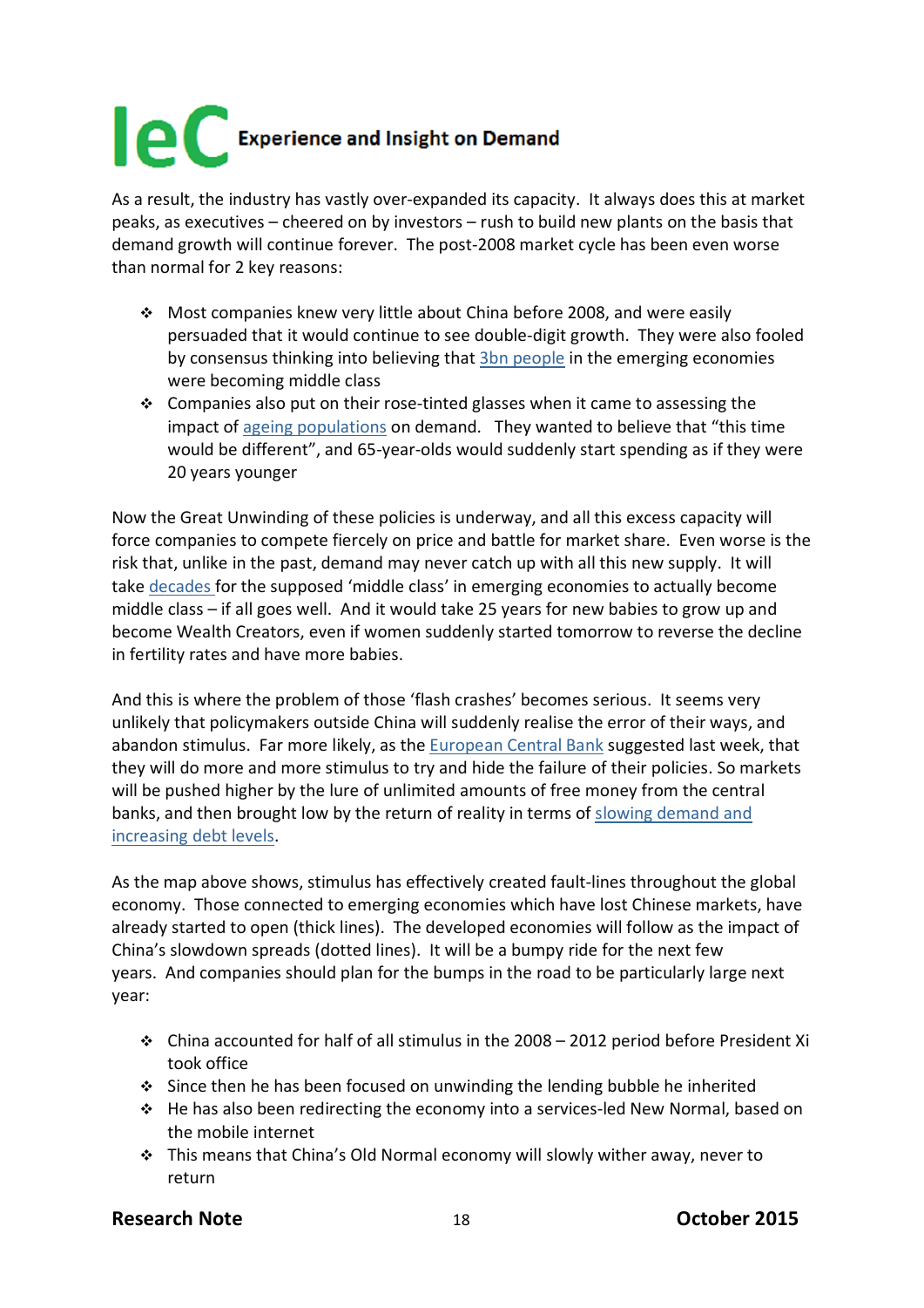As a result, the industry has vastly over-expanded its capacity. It always does this at market peaks, as executives – cheered on by investors – rush to build new plants on the basis that demand growth will continue forever. The post-2008 market cycle has been even worse than normal for 2 key reasons:

- Most companies knew very little about China before 2008, and were easily persuaded that it would continue to see double-digit growth. They were also fooled by consensus thinking into believing that 3bn people in the emerging economies were becoming middle class
- Companies also put on their rose-tinted glasses when it came to assessing the impact of ageing populations on demand. They wanted to believe that "this time would be different", and 65-year-olds would suddenly start spending as if they were 20 years younger

Now the Great Unwinding of these policies is underway, and all this excess capacity will force companies to compete fiercely on price and battle for market share. Even worse is the risk that, unlike in the past, demand may never catch up with all this new supply. It will take decades for the supposed 'middle class' in emerging economies to actually become middle class – if all goes well. And it would take 25 years for new babies to grow up and become Wealth Creators, even if women suddenly started tomorrow to reverse the decline in fertility rates and have more babies.

And this is where the problem of those 'flash crashes' becomes serious. It seems very unlikely that policymakers outside China will suddenly realise the error of their ways, and abandon stimulus. Far more likely, as the European Central Bank suggested last week, that they will do more and more stimulus to try and hide the failure of their policies. So markets will be pushed higher by the lure of unlimited amounts of free money from the central banks, and then brought low by the return of reality in terms of slowing demand and increasing debt levels.

As the map above shows, stimulus has effectively created fault-lines throughout the global economy. Those connected to emerging economies which have lost Chinese markets, have already started to open (thick lines). The developed economies will follow as the impact of China's slowdown spreads (dotted lines). It will be a bumpy ride for the next few years. And companies should plan for the bumps in the road to be particularly large next year:

- China accounted for half of all stimulus in the 2008 – 2012 period before President Xi took office
- Since then he has been focused on unwinding the lending bubble he inherited
- He has also been redirecting the economy into a services-led New Normal, based on the mobile internet
- This means that China's Old Normal economy will slowly wither away, never to return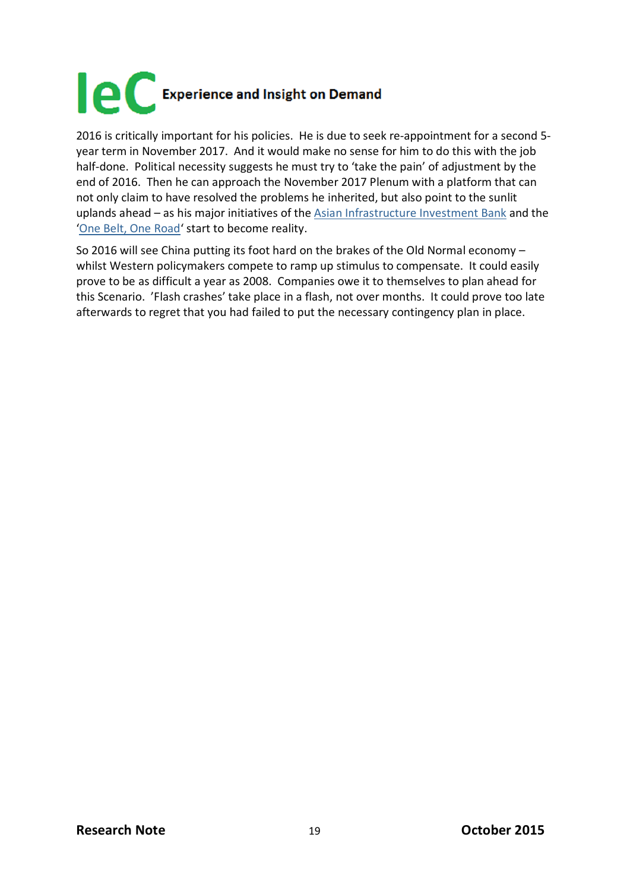2016 is critically important for his policies. He is due to seek re-appointment for a second 5-year term in November 2017. And it would make no sense for him to do this with the job half-done. Political necessity suggests he must try to 'take the pain' of adjustment by the end of 2016. Then he can approach the November 2017 Plenum with a platform that can not only claim to have resolved the problems he inherited, but also point to the sunlit uplands ahead – as his major initiatives of the Asian Infrastructure Investment Bank and the 'One Belt, One Road' start to become reality.

So 2016 will see China putting its foot hard on the brakes of the Old Normal economy – whilst Western policymakers compete to ramp up stimulus to compensate. It could easily prove to be as difficult a year as 2008. Companies owe it to themselves to plan ahead for this Scenario. 'Flash crashes' take place in a flash, not over months. It could prove too late afterwards to regret that you had failed to put the necessary contingency plan in place.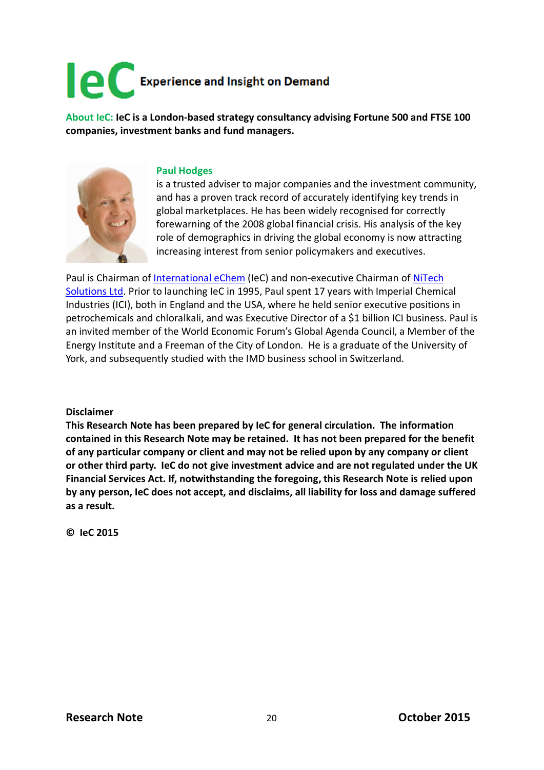# IeC Experience and Insight on Demand

**About IeC: IeC is a London-based strategy consultancy advising Fortune 500 and FTSE 100 companies, investment banks and fund managers.**

**Paul Hodges**

is a trusted adviser to major companies and the investment community, and has a proven track record of accurately identifying key trends in global marketplaces. He has been widely recognised for correctly forewarning of the 2008 global financial crisis. His analysis of the key role of demographics in driving the global economy is now attracting increasing interest from senior policymakers and executives.

Paul is Chairman of International eChem (IeC) and non-executive Chairman of NiTech Solutions Ltd. Prior to launching IeC in 1995, Paul spent 17 years with Imperial Chemical Industries (ICI), both in England and the USA, where he held senior executive positions in petrochemicals and chloralkali, and was Executive Director of a $1 billion ICI business. Paul is an invited member of the World Economic Forum's Global Agenda Council, a Member of the Energy Institute and a Freeman of the City of London. He is a graduate of the University of York, and subsequently studied with the IMD business school in Switzerland.

**Disclaimer**

**This Research Note has been prepared by IeC for general circulation. The information contained in this Research Note may be retained. It has not been prepared for the benefit of any particular company or client and may not be relied upon by any company or client or other third party. IeC do not give investment advice and are not regulated under the UK Financial Services Act. If, notwithstanding the foregoing, this Research Note is relied upon by any person, IeC does not accept, and disclaims, all liability for loss and damage suffered as a result.**

**© IeC 2015**